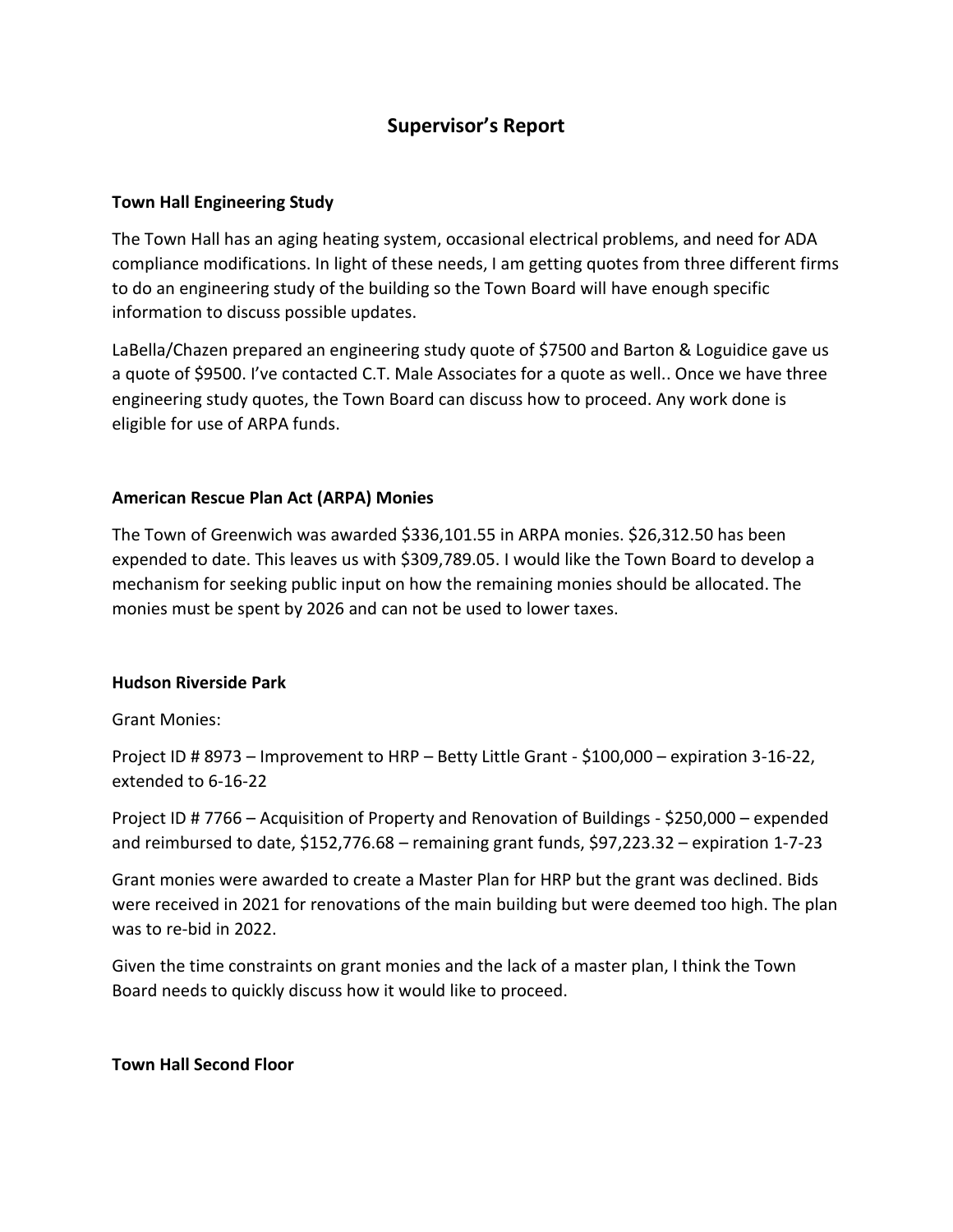# Supervisor's Report

**Town Hall Engineering Study**

The Town Hall has an aging heating system, occasional electrical problems, and need for ADA compliance modifications. In light of these needs, I am getting quotes from three different firms to do an engineering study of the building so the Town Board will have enough specific information to discuss possible updates.

LaBella/Chazen prepared an engineering study quote of $7500 and Barton & Loguidice gave us a quote of $9500. I've contacted C.T. Male Associates for a quote as well.. Once we have three engineering study quotes, the Town Board can discuss how to proceed. Any work done is eligible for use of ARPA funds.

**American Rescue Plan Act (ARPA) Monies**

The Town of Greenwich was awarded $336,101.55 in ARPA monies. $26,312.50 has been expended to date. This leaves us with $309,789.05. I would like the Town Board to develop a mechanism for seeking public input on how the remaining monies should be allocated. The monies must be spent by 2026 and can not be used to lower taxes.

**Hudson Riverside Park**

Grant Monies:

Project ID # 8973 – Improvement to HRP – Betty Little Grant - $100,000 – expiration 3-16-22, extended to 6-16-22

Project ID # 7766 – Acquisition of Property and Renovation of Buildings - $250,000 – expended and reimbursed to date, $152,776.68 – remaining grant funds, $97,223.32 – expiration 1-7-23

Grant monies were awarded to create a Master Plan for HRP but the grant was declined. Bids were received in 2021 for renovations of the main building but were deemed too high. The plan was to re-bid in 2022.

Given the time constraints on grant monies and the lack of a master plan, I think the Town Board needs to quickly discuss how it would like to proceed.

**Town Hall Second Floor**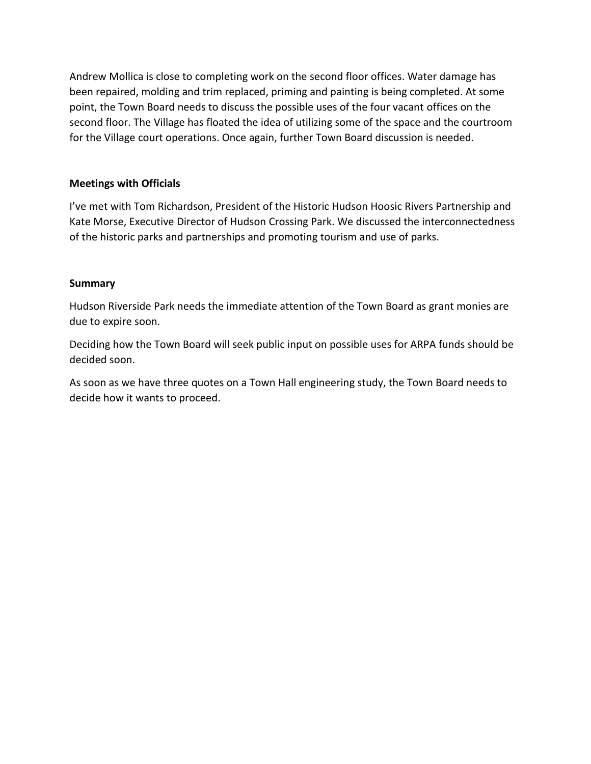Andrew Mollica is close to completing work on the second floor offices. Water damage has been repaired, molding and trim replaced, priming and painting is being completed. At some point, the Town Board needs to discuss the possible uses of the four vacant offices on the second floor. The Village has floated the idea of utilizing some of the space and the courtroom for the Village court operations. Once again, further Town Board discussion is needed.

**Meetings with Officials**

I've met with Tom Richardson, President of the Historic Hudson Hoosic Rivers Partnership and Kate Morse, Executive Director of Hudson Crossing Park. We discussed the interconnectedness of the historic parks and partnerships and promoting tourism and use of parks.

**Summary**

Hudson Riverside Park needs the immediate attention of the Town Board as grant monies are due to expire soon.

Deciding how the Town Board will seek public input on possible uses for ARPA funds should be decided soon.

As soon as we have three quotes on a Town Hall engineering study, the Town Board needs to decide how it wants to proceed.